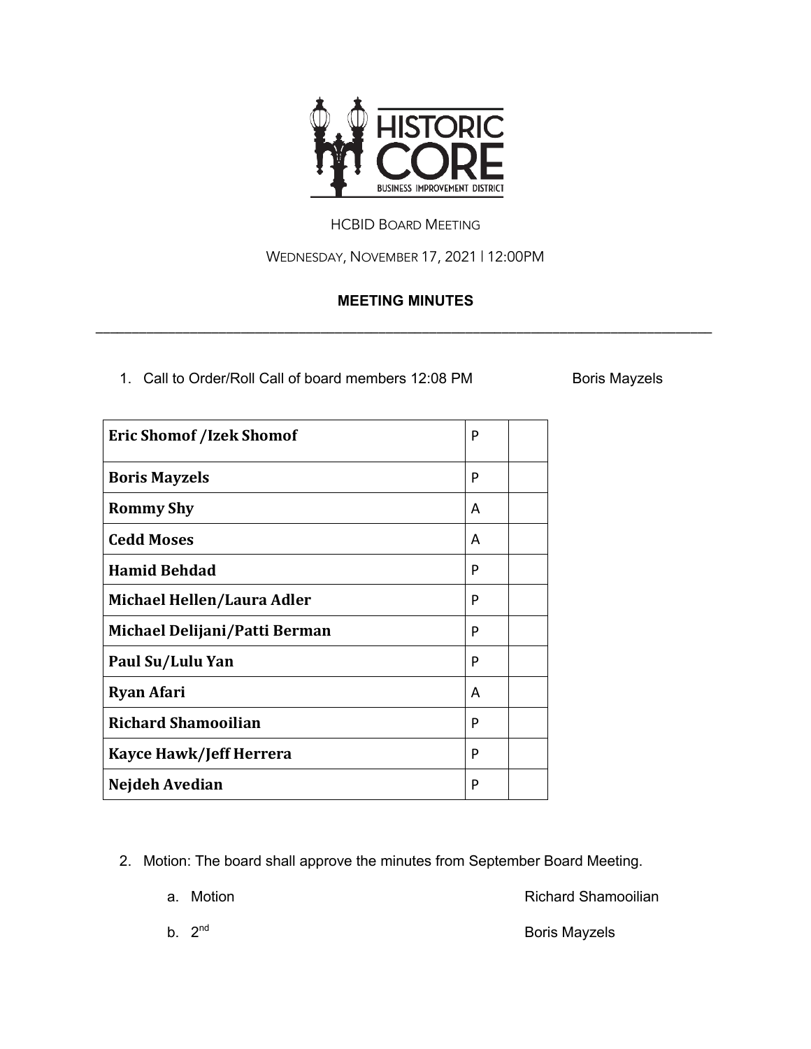HCBID Board Meeting

Wednesday, November 17, 2021 | 12:00PM

**MEETING MINUTES**

---

1. Call to Order/Roll Call of board members 12:08 PM Boris Mayzels

| | | |
|---|---|---|
| **Eric Shomof /Izek Shomof** | P | |
| **Boris Mayzels** | P | |
| **Rommy Shy** | A | |
| **Cedd Moses** | A | |
| **Hamid Behdad** | P | |
| **Michael Hellen/Laura Adler** | P | |
| **Michael Delijani/Patti Berman** | P | |
| **Paul Su/Lulu Yan** | P | |
| **Ryan Afari** | A | |
| **Richard Shamooilian** | P | |
| **Kayce Hawk/Jeff Herrera** | P | |
| **Nejdeh Avedian** | P | |

2. Motion: The board shall approve the minutes from September Board Meeting.
   a. Motion Richard Shamooilian
   b. 2nd Boris Mayzels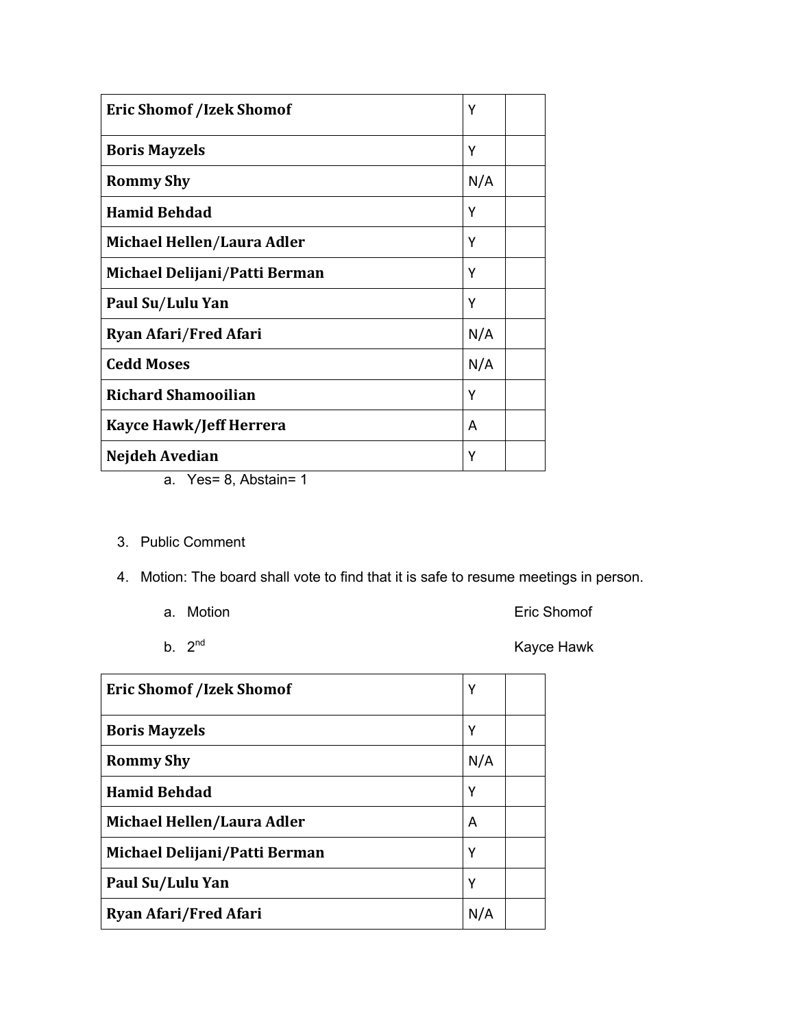| Eric Shomof /Izek Shomof | Y | |
|---|---|---|
| Boris Mayzels | Y | |
| Rommy Shy | N/A | |
| Hamid Behdad | Y | |
| Michael Hellen/Laura Adler | Y | |
| Michael Delijani/Patti Berman | Y | |
| Paul Su/Lulu Yan | Y | |
| Ryan Afari/Fred Afari | N/A | |
| Cedd Moses | N/A | |
| Richard Shamooilian | Y | |
| Kayce Hawk/Jeff Herrera | A | |
| Nejdeh Avedian | Y | |

a. Yes= 8, Abstain= 1

3. Public Comment
4. Motion: The board shall vote to find that it is safe to resume meetings in person.
   a. Motion Eric Shomof
   b. 2nd Kayce Hawk

| Eric Shomof /Izek Shomof | Y | |
|---|---|---|
| Boris Mayzels | Y | |
| Rommy Shy | N/A | |
| Hamid Behdad | Y | |
| Michael Hellen/Laura Adler | A | |
| Michael Delijani/Patti Berman | Y | |
| Paul Su/Lulu Yan | Y | |
| Ryan Afari/Fred Afari | N/A | |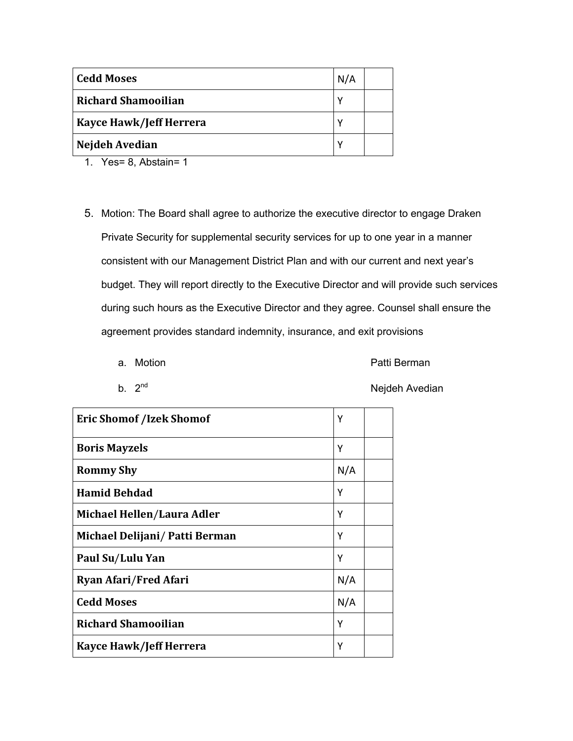| **Cedd Moses** | N/A | |
|---|---|---|
| **Richard Shamooilian** | Y | |
| **Kayce Hawk/Jeff Herrera** | Y | |
| **Nejdeh Avedian** | Y | |

1. Yes= 8, Abstain= 1

5. Motion: The Board shall agree to authorize the executive director to engage Draken Private Security for supplemental security services for up to one year in a manner consistent with our Management District Plan and with our current and next year's budget. They will report directly to the Executive Director and will provide such services during such hours as the Executive Director and they agree. Counsel shall ensure the agreement provides standard indemnity, insurance, and exit provisions

   a. Motion Patti Berman

   b. 2nd Nejdeh Avedian

| **Eric Shomof /Izek Shomof** | Y | |
|---|---|---|
| **Boris Mayzels** | Y | |
| **Rommy Shy** | N/A | |
| **Hamid Behdad** | Y | |
| **Michael Hellen/Laura Adler** | Y | |
| **Michael Delijani/ Patti Berman** | Y | |
| **Paul Su/Lulu Yan** | Y | |
| **Ryan Afari/Fred Afari** | N/A | |
| **Cedd Moses** | N/A | |
| **Richard Shamooilian** | Y | |
| **Kayce Hawk/Jeff Herrera** | Y | |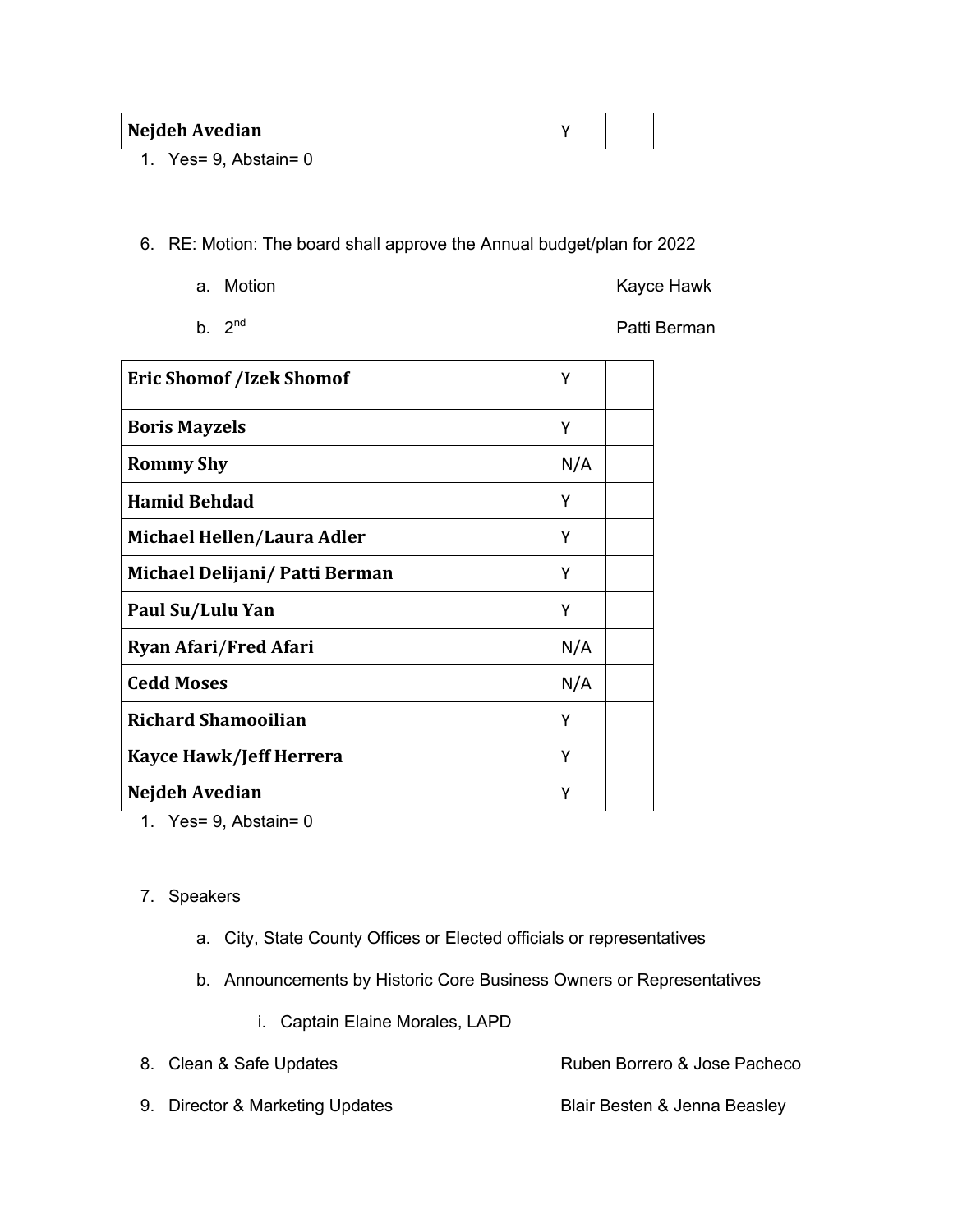| Nejdeh Avedian | Y | |
|---|---|---|

1. Yes= 9, Abstain= 0

6. RE: Motion: The board shall approve the Annual budget/plan for 2022

   a. Motion Kayce Hawk

   b. 2nd Patti Berman

| Eric Shomof /Izek Shomof | Y | |
|---|---|---|
| Boris Mayzels | Y | |
| Rommy Shy | N/A | |
| Hamid Behdad | Y | |
| Michael Hellen/Laura Adler | Y | |
| Michael Delijani/ Patti Berman | Y | |
| Paul Su/Lulu Yan | Y | |
| Ryan Afari/Fred Afari | N/A | |
| Cedd Moses | N/A | |
| Richard Shamooilian | Y | |
| Kayce Hawk/Jeff Herrera | Y | |
| Nejdeh Avedian | Y | |

1. Yes= 9, Abstain= 0

7. Speakers

   a. City, State County Offices or Elected officials or representatives

   b. Announcements by Historic Core Business Owners or Representatives

      i. Captain Elaine Morales, LAPD

8. Clean & Safe Updates Ruben Borrero & Jose Pacheco

9. Director & Marketing Updates Blair Besten & Jenna Beasley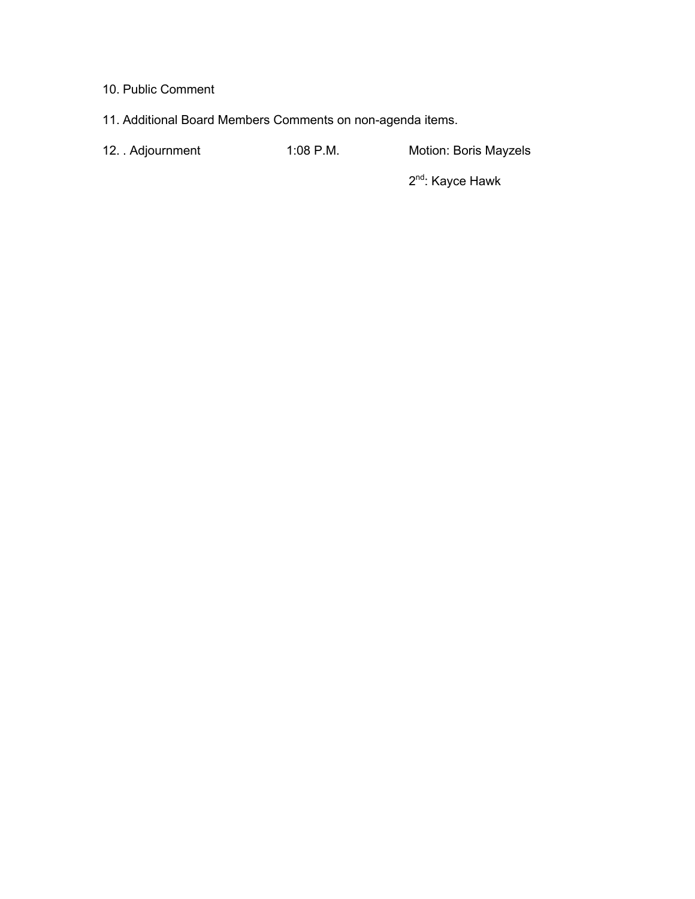10. Public Comment

11. Additional Board Members Comments on non-agenda items.

12. . Adjournment 1:08 P.M. Motion: Boris Mayzels

2nd: Kayce Hawk